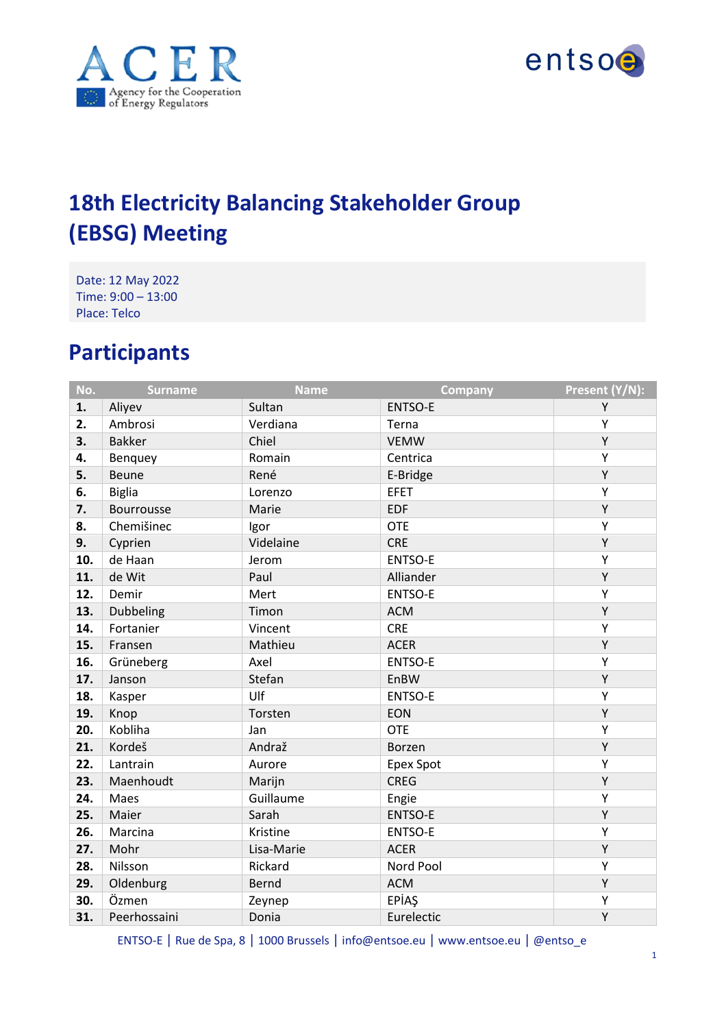# 18th Electricity Balancing Stakeholder Group (EBSG) Meeting

Date: 12 May 2022
Time: 9:00 – 13:00
Place: Telco

## Participants

| No. | Surname | Name | Company | Present (Y/N): |
|---|---|---|---|---|
| **1.** | Aliyev | Sultan | ENTSO-E | Y |
| **2.** | Ambrosi | Verdiana | Terna | Y |
| **3.** | Bakker | Chiel | VEMW | Y |
| **4.** | Benquey | Romain | Centrica | Y |
| **5.** | Beune | René | E-Bridge | Y |
| **6.** | Biglia | Lorenzo | EFET | Y |
| **7.** | Bourrousse | Marie | EDF | Y |
| **8.** | Chemišinec | Igor | OTE | Y |
| **9.** | Cyprien | Videlaine | CRE | Y |
| **10.** | de Haan | Jerom | ENTSO-E | Y |
| **11.** | de Wit | Paul | Alliander | Y |
| **12.** | Demir | Mert | ENTSO-E | Y |
| **13.** | Dubbeling | Timon | ACM | Y |
| **14.** | Fortanier | Vincent | CRE | Y |
| **15.** | Fransen | Mathieu | ACER | Y |
| **16.** | Grüneberg | Axel | ENTSO-E | Y |
| **17.** | Janson | Stefan | EnBW | Y |
| **18.** | Kasper | Ulf | ENTSO-E | Y |
| **19.** | Knop | Torsten | EON | Y |
| **20.** | Kobliha | Jan | OTE | Y |
| **21.** | Kordeš | Andraž | Borzen | Y |
| **22.** | Lantrain | Aurore | Epex Spot | Y |
| **23.** | Maenhoudt | Marijn | CREG | Y |
| **24.** | Maes | Guillaume | Engie | Y |
| **25.** | Maier | Sarah | ENTSO-E | Y |
| **26.** | Marcina | Kristine | ENTSO-E | Y |
| **27.** | Mohr | Lisa-Marie | ACER | Y |
| **28.** | Nilsson | Rickard | Nord Pool | Y |
| **29.** | Oldenburg | Bernd | ACM | Y |
| **30.** | Özmen | Zeynep | EPİAŞ | Y |
| **31.** | Peerhossaini | Donia | Eurelectic | Y |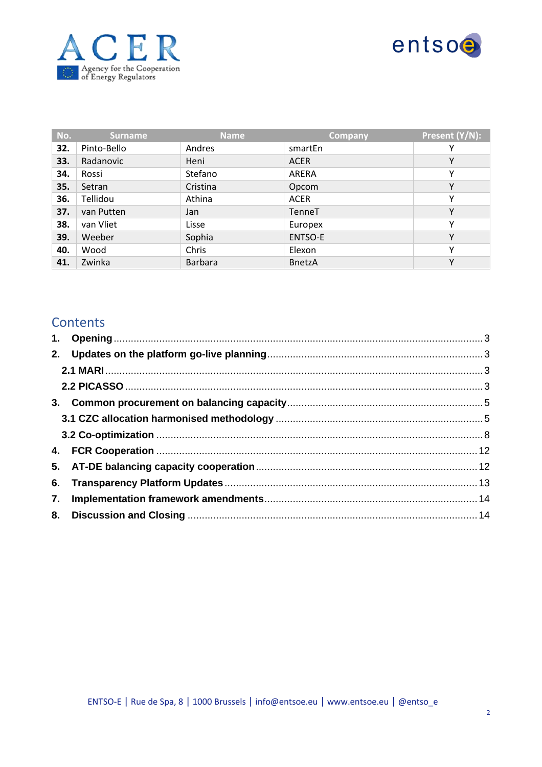| No. | Surname | Name | Company | Present (Y/N): |
|---|---|---|---|---|
| **32.** | Pinto-Bello | Andres | smartEn | Y |
| **33.** | Radanovic | Heni | ACER | Y |
| **34.** | Rossi | Stefano | ARERA | Y |
| **35.** | Setran | Cristina | Opcom | Y |
| **36.** | Tellidou | Athina | ACER | Y |
| **37.** | van Putten | Jan | TenneT | Y |
| **38.** | van Vliet | Lisse | Europex | Y |
| **39.** | Weeber | Sophia | ENTSO-E | Y |
| **40.** | Wood | Chris | Elexon | Y |
| **41.** | Zwinka | Barbara | BnetzA | Y |

## Contents

**1. Opening** ..... 3

**2. Updates on the platform go-live planning** ..... 3

- **2.1 MARI** ..... 3
- **2.2 PICASSO** ..... 3

**3. Common procurement on balancing capacity** ..... 5

- **3.1 CZC allocation harmonised methodology** ..... 5
- **3.2 Co-optimization** ..... 8

**4. FCR Cooperation** ..... 12

**5. AT-DE balancing capacity cooperation** ..... 12

**6. Transparency Platform Updates** ..... 13

**7. Implementation framework amendments** ..... 14

**8. Discussion and Closing** ..... 14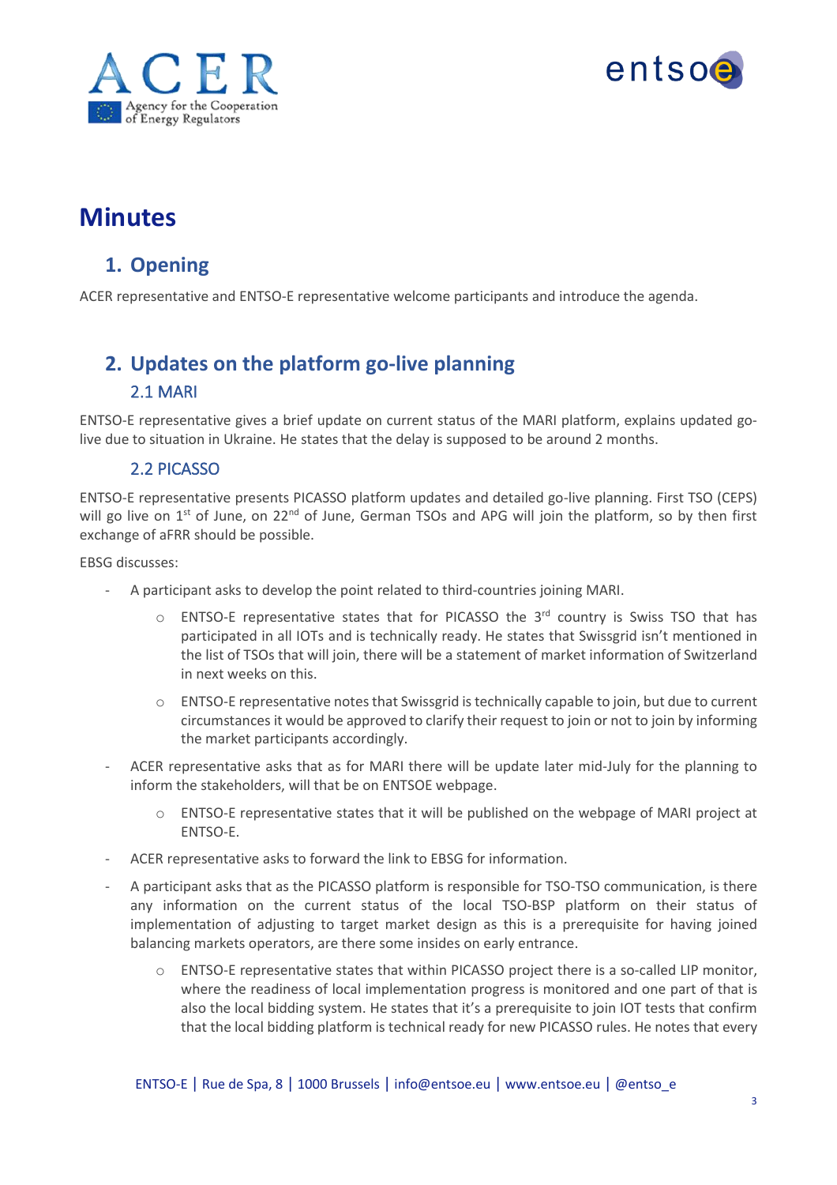# Minutes

## 1. Opening

ACER representative and ENTSO-E representative welcome participants and introduce the agenda.

## 2. Updates on the platform go-live planning

### 2.1 MARI

ENTSO-E representative gives a brief update on current status of the MARI platform, explains updated go-live due to situation in Ukraine. He states that the delay is supposed to be around 2 months.

### 2.2 PICASSO

ENTSO-E representative presents PICASSO platform updates and detailed go-live planning. First TSO (CEPS) will go live on 1st of June, on 22nd of June, German TSOs and APG will join the platform, so by then first exchange of aFRR should be possible.

EBSG discusses:

- A participant asks to develop the point related to third-countries joining MARI.
    - ENTSO-E representative states that for PICASSO the 3rd country is Swiss TSO that has participated in all IOTs and is technically ready. He states that Swissgrid isn't mentioned in the list of TSOs that will join, there will be a statement of market information of Switzerland in next weeks on this.
    - ENTSO-E representative notes that Swissgrid is technically capable to join, but due to current circumstances it would be approved to clarify their request to join or not to join by informing the market participants accordingly.
- ACER representative asks that as for MARI there will be update later mid-July for the planning to inform the stakeholders, will that be on ENTSOE webpage.
    - ENTSO-E representative states that it will be published on the webpage of MARI project at ENTSO-E.
- ACER representative asks to forward the link to EBSG for information.
- A participant asks that as the PICASSO platform is responsible for TSO-TSO communication, is there any information on the current status of the local TSO-BSP platform on their status of implementation of adjusting to target market design as this is a prerequisite for having joined balancing markets operators, are there some insides on early entrance.
    - ENTSO-E representative states that within PICASSO project there is a so-called LIP monitor, where the readiness of local implementation progress is monitored and one part of that is also the local bidding system. He states that it's a prerequisite to join IOT tests that confirm that the local bidding platform is technical ready for new PICASSO rules. He notes that every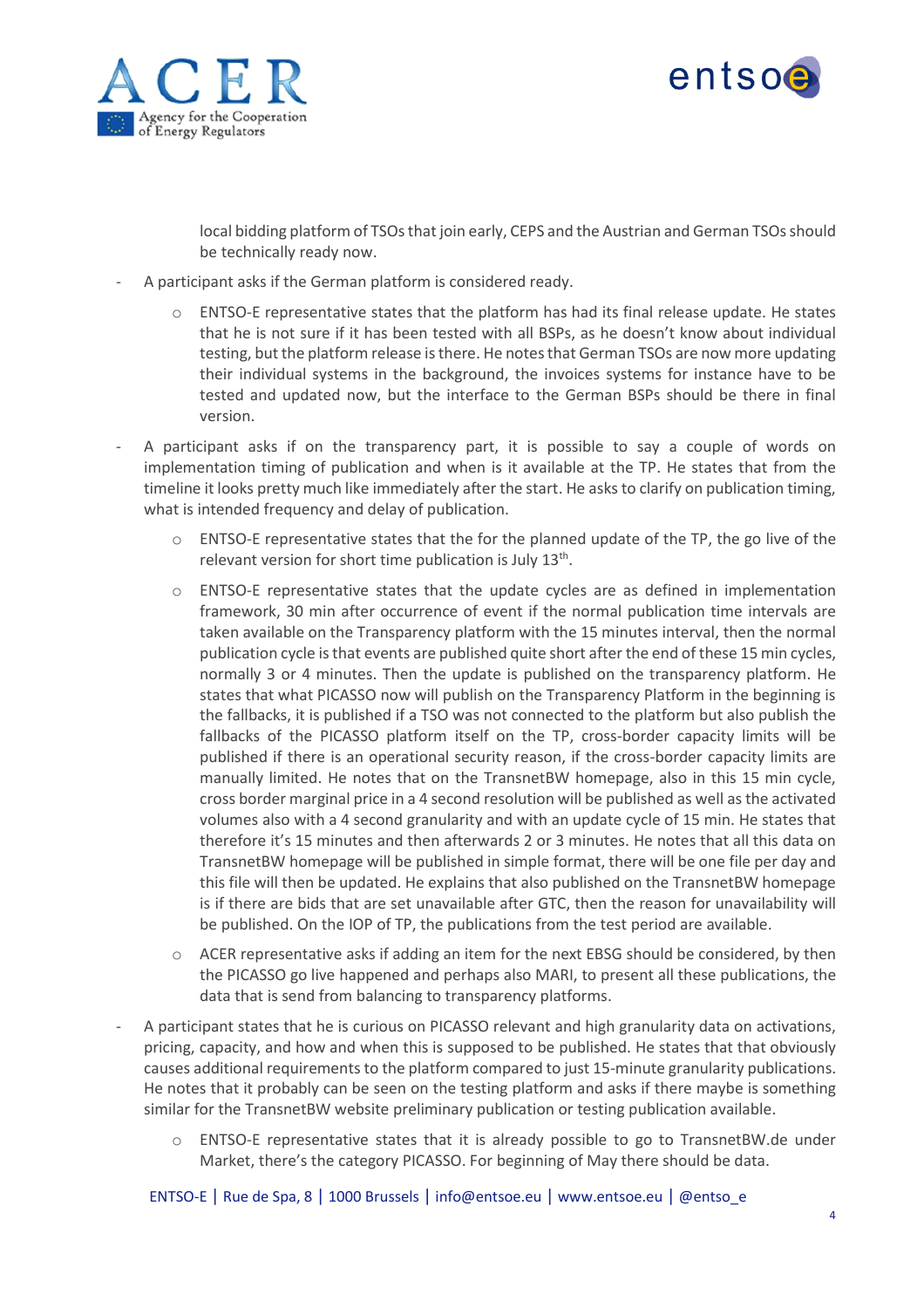local bidding platform of TSOs that join early, CEPS and the Austrian and German TSOs should be technically ready now.

- A participant asks if the German platform is considered ready.
    - ENTSO-E representative states that the platform has had its final release update. He states that he is not sure if it has been tested with all BSPs, as he doesn't know about individual testing, but the platform release is there. He notes that German TSOs are now more updating their individual systems in the background, the invoices systems for instance have to be tested and updated now, but the interface to the German BSPs should be there in final version.
- A participant asks if on the transparency part, it is possible to say a couple of words on implementation timing of publication and when is it available at the TP. He states that from the timeline it looks pretty much like immediately after the start. He asks to clarify on publication timing, what is intended frequency and delay of publication.
    - ENTSO-E representative states that the for the planned update of the TP, the go live of the relevant version for short time publication is July 13th.
    - ENTSO-E representative states that the update cycles are as defined in implementation framework, 30 min after occurrence of event if the normal publication time intervals are taken available on the Transparency platform with the 15 minutes interval, then the normal publication cycle is that events are published quite short after the end of these 15 min cycles, normally 3 or 4 minutes. Then the update is published on the transparency platform. He states that what PICASSO now will publish on the Transparency Platform in the beginning is the fallbacks, it is published if a TSO was not connected to the platform but also publish the fallbacks of the PICASSO platform itself on the TP, cross-border capacity limits will be published if there is an operational security reason, if the cross-border capacity limits are manually limited. He notes that on the TransnetBW homepage, also in this 15 min cycle, cross border marginal price in a 4 second resolution will be published as well as the activated volumes also with a 4 second granularity and with an update cycle of 15 min. He states that therefore it's 15 minutes and then afterwards 2 or 3 minutes. He notes that all this data on TransnetBW homepage will be published in simple format, there will be one file per day and this file will then be updated. He explains that also published on the TransnetBW homepage is if there are bids that are set unavailable after GTC, then the reason for unavailability will be published. On the IOP of TP, the publications from the test period are available.
    - ACER representative asks if adding an item for the next EBSG should be considered, by then the PICASSO go live happened and perhaps also MARI, to present all these publications, the data that is send from balancing to transparency platforms.
- A participant states that he is curious on PICASSO relevant and high granularity data on activations, pricing, capacity, and how and when this is supposed to be published. He states that that obviously causes additional requirements to the platform compared to just 15-minute granularity publications. He notes that it probably can be seen on the testing platform and asks if there maybe is something similar for the TransnetBW website preliminary publication or testing publication available.
    - ENTSO-E representative states that it is already possible to go to TransnetBW.de under Market, there's the category PICASSO. For beginning of May there should be data.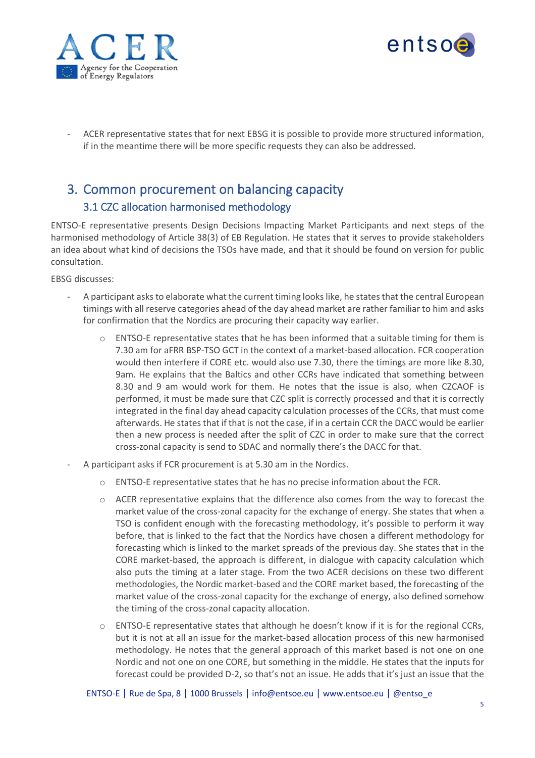- ACER representative states that for next EBSG it is possible to provide more structured information, if in the meantime there will be more specific requests they can also be addressed.

## 3. Common procurement on balancing capacity

### 3.1 CZC allocation harmonised methodology

ENTSO-E representative presents Design Decisions Impacting Market Participants and next steps of the harmonised methodology of Article 38(3) of EB Regulation. He states that it serves to provide stakeholders an idea about what kind of decisions the TSOs have made, and that it should be found on version for public consultation.

EBSG discusses:

- A participant asks to elaborate what the current timing looks like, he states that the central European timings with all reserve categories ahead of the day ahead market are rather familiar to him and asks for confirmation that the Nordics are procuring their capacity way earlier.
    - ENTSO-E representative states that he has been informed that a suitable timing for them is 7.30 am for aFRR BSP-TSO GCT in the context of a market-based allocation. FCR cooperation would then interfere if CORE etc. would also use 7.30, there the timings are more like 8.30, 9am. He explains that the Baltics and other CCRs have indicated that something between 8.30 and 9 am would work for them. He notes that the issue is also, when CZCAOF is performed, it must be made sure that CZC split is correctly processed and that it is correctly integrated in the final day ahead capacity calculation processes of the CCRs, that must come afterwards. He states that if that is not the case, if in a certain CCR the DACC would be earlier then a new process is needed after the split of CZC in order to make sure that the correct cross-zonal capacity is send to SDAC and normally there's the DACC for that.
- A participant asks if FCR procurement is at 5.30 am in the Nordics.
    - ENTSO-E representative states that he has no precise information about the FCR.
    - ACER representative explains that the difference also comes from the way to forecast the market value of the cross-zonal capacity for the exchange of energy. She states that when a TSO is confident enough with the forecasting methodology, it's possible to perform it way before, that is linked to the fact that the Nordics have chosen a different methodology for forecasting which is linked to the market spreads of the previous day. She states that in the CORE market-based, the approach is different, in dialogue with capacity calculation which also puts the timing at a later stage. From the two ACER decisions on these two different methodologies, the Nordic market-based and the CORE market based, the forecasting of the market value of the cross-zonal capacity for the exchange of energy, also defined somehow the timing of the cross-zonal capacity allocation.
    - ENTSO-E representative states that although he doesn't know if it is for the regional CCRs, but it is not at all an issue for the market-based allocation process of this new harmonised methodology. He notes that the general approach of this market based is not one on one Nordic and not one on one CORE, but something in the middle. He states that the inputs for forecast could be provided D-2, so that's not an issue. He adds that it's just an issue that the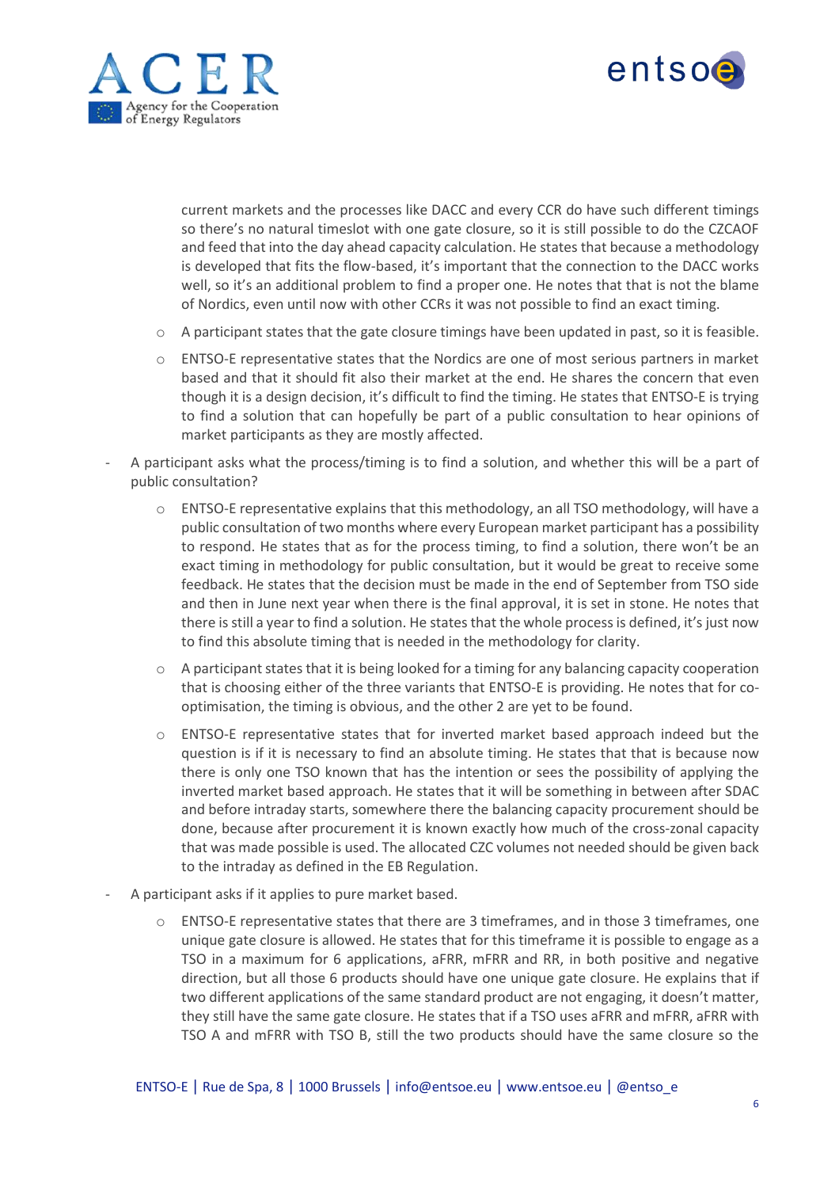current markets and the processes like DACC and every CCR do have such different timings so there's no natural timeslot with one gate closure, so it is still possible to do the CZCAOF and feed that into the day ahead capacity calculation. He states that because a methodology is developed that fits the flow-based, it's important that the connection to the DACC works well, so it's an additional problem to find a proper one. He notes that that is not the blame of Nordics, even until now with other CCRs it was not possible to find an exact timing.

  - A participant states that the gate closure timings have been updated in past, so it is feasible.
  - ENTSO-E representative states that the Nordics are one of most serious partners in market based and that it should fit also their market at the end. He shares the concern that even though it is a design decision, it's difficult to find the timing. He states that ENTSO-E is trying to find a solution that can hopefully be part of a public consultation to hear opinions of market participants as they are mostly affected.

- A participant asks what the process/timing is to find a solution, and whether this will be a part of public consultation?
  - ENTSO-E representative explains that this methodology, an all TSO methodology, will have a public consultation of two months where every European market participant has a possibility to respond. He states that as for the process timing, to find a solution, there won't be an exact timing in methodology for public consultation, but it would be great to receive some feedback. He states that the decision must be made in the end of September from TSO side and then in June next year when there is the final approval, it is set in stone. He notes that there is still a year to find a solution. He states that the whole process is defined, it's just now to find this absolute timing that is needed in the methodology for clarity.
  - A participant states that it is being looked for a timing for any balancing capacity cooperation that is choosing either of the three variants that ENTSO-E is providing. He notes that for co-optimisation, the timing is obvious, and the other 2 are yet to be found.
  - ENTSO-E representative states that for inverted market based approach indeed but the question is if it is necessary to find an absolute timing. He states that that is because now there is only one TSO known that has the intention or sees the possibility of applying the inverted market based approach. He states that it will be something in between after SDAC and before intraday starts, somewhere there the balancing capacity procurement should be done, because after procurement it is known exactly how much of the cross-zonal capacity that was made possible is used. The allocated CZC volumes not needed should be given back to the intraday as defined in the EB Regulation.

- A participant asks if it applies to pure market based.
  - ENTSO-E representative states that there are 3 timeframes, and in those 3 timeframes, one unique gate closure is allowed. He states that for this timeframe it is possible to engage as a TSO in a maximum for 6 applications, aFRR, mFRR and RR, in both positive and negative direction, but all those 6 products should have one unique gate closure. He explains that if two different applications of the same standard product are not engaging, it doesn't matter, they still have the same gate closure. He states that if a TSO uses aFRR and mFRR, aFRR with TSO A and mFRR with TSO B, still the two products should have the same closure so the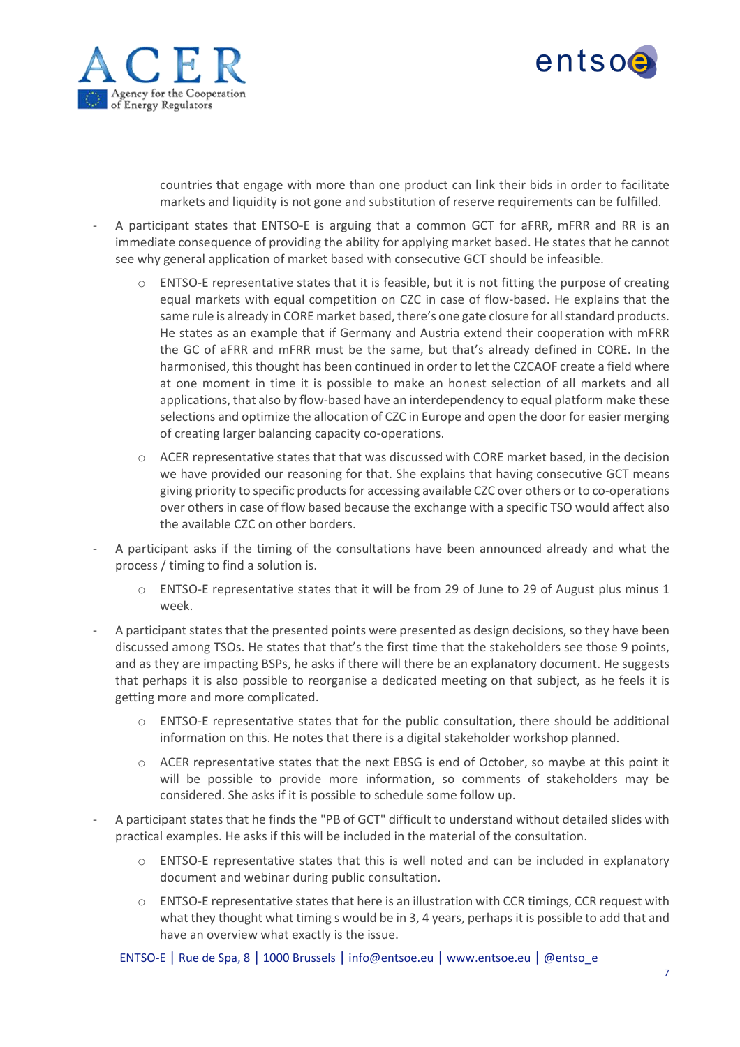countries that engage with more than one product can link their bids in order to facilitate markets and liquidity is not gone and substitution of reserve requirements can be fulfilled.

- A participant states that ENTSO-E is arguing that a common GCT for aFRR, mFRR and RR is an immediate consequence of providing the ability for applying market based. He states that he cannot see why general application of market based with consecutive GCT should be infeasible.
  - ENTSO-E representative states that it is feasible, but it is not fitting the purpose of creating equal markets with equal competition on CZC in case of flow-based. He explains that the same rule is already in CORE market based, there's one gate closure for all standard products. He states as an example that if Germany and Austria extend their cooperation with mFRR the GC of aFRR and mFRR must be the same, but that's already defined in CORE. In the harmonised, this thought has been continued in order to let the CZCAOF create a field where at one moment in time it is possible to make an honest selection of all markets and all applications, that also by flow-based have an interdependency to equal platform make these selections and optimize the allocation of CZC in Europe and open the door for easier merging of creating larger balancing capacity co-operations.
  - ACER representative states that that was discussed with CORE market based, in the decision we have provided our reasoning for that. She explains that having consecutive GCT means giving priority to specific products for accessing available CZC over others or to co-operations over others in case of flow based because the exchange with a specific TSO would affect also the available CZC on other borders.
- A participant asks if the timing of the consultations have been announced already and what the process / timing to find a solution is.
  - ENTSO-E representative states that it will be from 29 of June to 29 of August plus minus 1 week.
- A participant states that the presented points were presented as design decisions, so they have been discussed among TSOs. He states that that's the first time that the stakeholders see those 9 points, and as they are impacting BSPs, he asks if there will there be an explanatory document. He suggests that perhaps it is also possible to reorganise a dedicated meeting on that subject, as he feels it is getting more and more complicated.
  - ENTSO-E representative states that for the public consultation, there should be additional information on this. He notes that there is a digital stakeholder workshop planned.
  - ACER representative states that the next EBSG is end of October, so maybe at this point it will be possible to provide more information, so comments of stakeholders may be considered. She asks if it is possible to schedule some follow up.
- A participant states that he finds the "PB of GCT" difficult to understand without detailed slides with practical examples. He asks if this will be included in the material of the consultation.
  - ENTSO-E representative states that this is well noted and can be included in explanatory document and webinar during public consultation.
  - ENTSO-E representative states that here is an illustration with CCR timings, CCR request with what they thought what timing s would be in 3, 4 years, perhaps it is possible to add that and have an overview what exactly is the issue.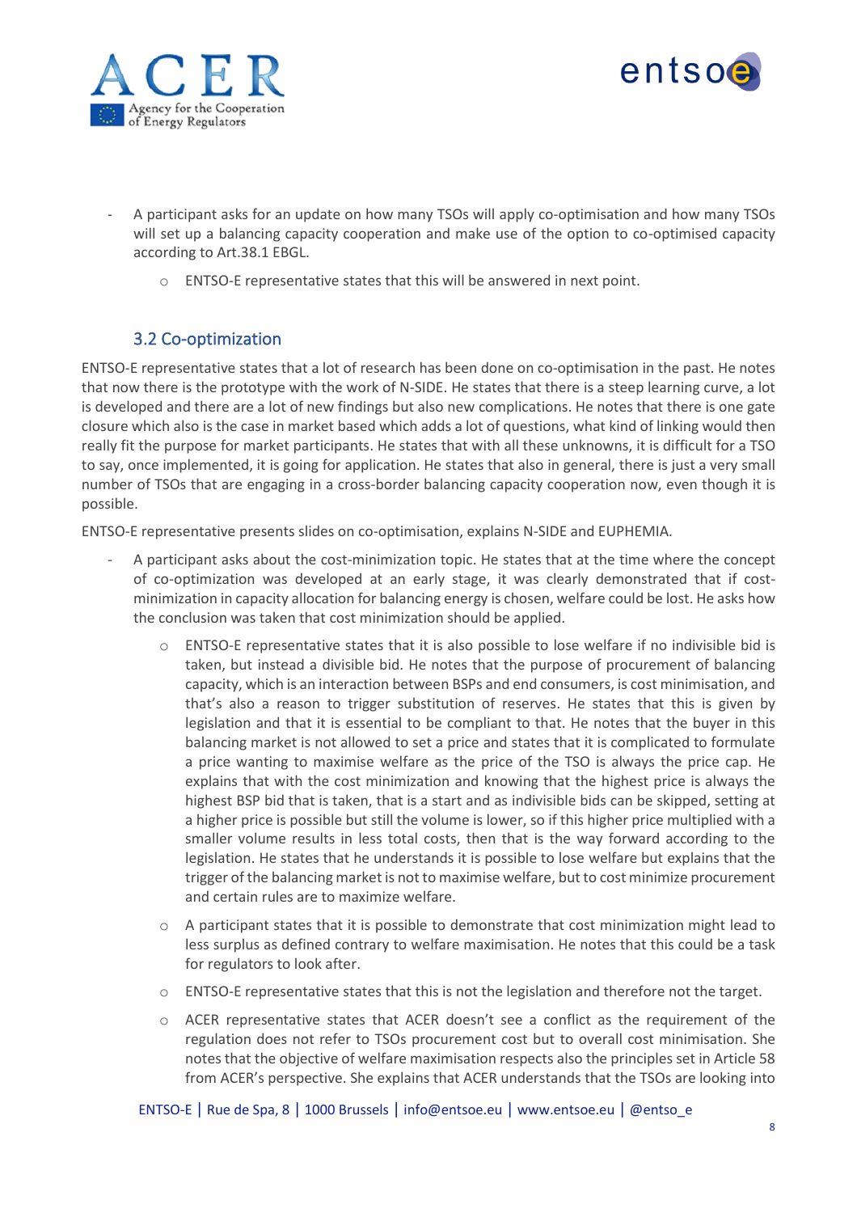- A participant asks for an update on how many TSOs will apply co-optimisation and how many TSOs will set up a balancing capacity cooperation and make use of the option to co-optimised capacity according to Art.38.1 EBGL.
  - ENTSO-E representative states that this will be answered in next point.

### 3.2 Co-optimization

ENTSO-E representative states that a lot of research has been done on co-optimisation in the past. He notes that now there is the prototype with the work of N-SIDE. He states that there is a steep learning curve, a lot is developed and there are a lot of new findings but also new complications. He notes that there is one gate closure which also is the case in market based which adds a lot of questions, what kind of linking would then really fit the purpose for market participants. He states that with all these unknowns, it is difficult for a TSO to say, once implemented, it is going for application. He states that also in general, there is just a very small number of TSOs that are engaging in a cross-border balancing capacity cooperation now, even though it is possible.

ENTSO-E representative presents slides on co-optimisation, explains N-SIDE and EUPHEMIA.

- A participant asks about the cost-minimization topic. He states that at the time where the concept of co-optimization was developed at an early stage, it was clearly demonstrated that if cost-minimization in capacity allocation for balancing energy is chosen, welfare could be lost. He asks how the conclusion was taken that cost minimization should be applied.
  - ENTSO-E representative states that it is also possible to lose welfare if no indivisible bid is taken, but instead a divisible bid. He notes that the purpose of procurement of balancing capacity, which is an interaction between BSPs and end consumers, is cost minimisation, and that's also a reason to trigger substitution of reserves. He states that this is given by legislation and that it is essential to be compliant to that. He notes that the buyer in this balancing market is not allowed to set a price and states that it is complicated to formulate a price wanting to maximise welfare as the price of the TSO is always the price cap. He explains that with the cost minimization and knowing that the highest price is always the highest BSP bid that is taken, that is a start and as indivisible bids can be skipped, setting at a higher price is possible but still the volume is lower, so if this higher price multiplied with a smaller volume results in less total costs, then that is the way forward according to the legislation. He states that he understands it is possible to lose welfare but explains that the trigger of the balancing market is not to maximise welfare, but to cost minimize procurement and certain rules are to maximize welfare.
  - A participant states that it is possible to demonstrate that cost minimization might lead to less surplus as defined contrary to welfare maximisation. He notes that this could be a task for regulators to look after.
  - ENTSO-E representative states that this is not the legislation and therefore not the target.
  - ACER representative states that ACER doesn't see a conflict as the requirement of the regulation does not refer to TSOs procurement cost but to overall cost minimisation. She notes that the objective of welfare maximisation respects also the principles set in Article 58 from ACER's perspective. She explains that ACER understands that the TSOs are looking into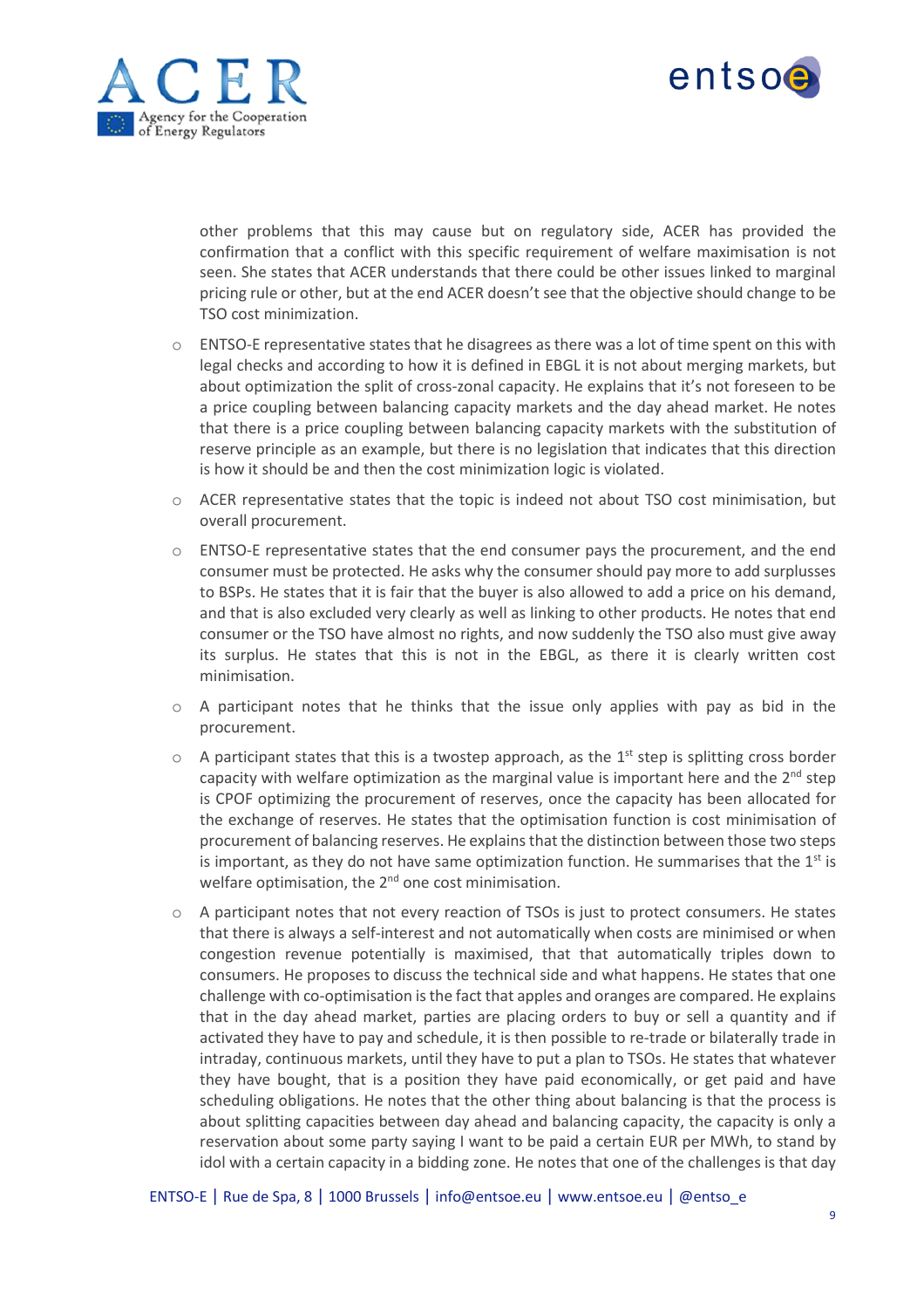other problems that this may cause but on regulatory side, ACER has provided the confirmation that a conflict with this specific requirement of welfare maximisation is not seen. She states that ACER understands that there could be other issues linked to marginal pricing rule or other, but at the end ACER doesn't see that the objective should change to be TSO cost minimization.

- ENTSO-E representative states that he disagrees as there was a lot of time spent on this with legal checks and according to how it is defined in EBGL it is not about merging markets, but about optimization the split of cross-zonal capacity. He explains that it's not foreseen to be a price coupling between balancing capacity markets and the day ahead market. He notes that there is a price coupling between balancing capacity markets with the substitution of reserve principle as an example, but there is no legislation that indicates that this direction is how it should be and then the cost minimization logic is violated.
- ACER representative states that the topic is indeed not about TSO cost minimisation, but overall procurement.
- ENTSO-E representative states that the end consumer pays the procurement, and the end consumer must be protected. He asks why the consumer should pay more to add surplusses to BSPs. He states that it is fair that the buyer is also allowed to add a price on his demand, and that is also excluded very clearly as well as linking to other products. He notes that end consumer or the TSO have almost no rights, and now suddenly the TSO also must give away its surplus. He states that this is not in the EBGL, as there it is clearly written cost minimisation.
- A participant notes that he thinks that the issue only applies with pay as bid in the procurement.
- A participant states that this is a twostep approach, as the 1st step is splitting cross border capacity with welfare optimization as the marginal value is important here and the 2nd step is CPOF optimizing the procurement of reserves, once the capacity has been allocated for the exchange of reserves. He states that the optimisation function is cost minimisation of procurement of balancing reserves. He explains that the distinction between those two steps is important, as they do not have same optimization function. He summarises that the 1st is welfare optimisation, the 2nd one cost minimisation.
- A participant notes that not every reaction of TSOs is just to protect consumers. He states that there is always a self-interest and not automatically when costs are minimised or when congestion revenue potentially is maximised, that that automatically triples down to consumers. He proposes to discuss the technical side and what happens. He states that one challenge with co-optimisation is the fact that apples and oranges are compared. He explains that in the day ahead market, parties are placing orders to buy or sell a quantity and if activated they have to pay and schedule, it is then possible to re-trade or bilaterally trade in intraday, continuous markets, until they have to put a plan to TSOs. He states that whatever they have bought, that is a position they have paid economically, or get paid and have scheduling obligations. He notes that the other thing about balancing is that the process is about splitting capacities between day ahead and balancing capacity, the capacity is only a reservation about some party saying I want to be paid a certain EUR per MWh, to stand by idol with a certain capacity in a bidding zone. He notes that one of the challenges is that day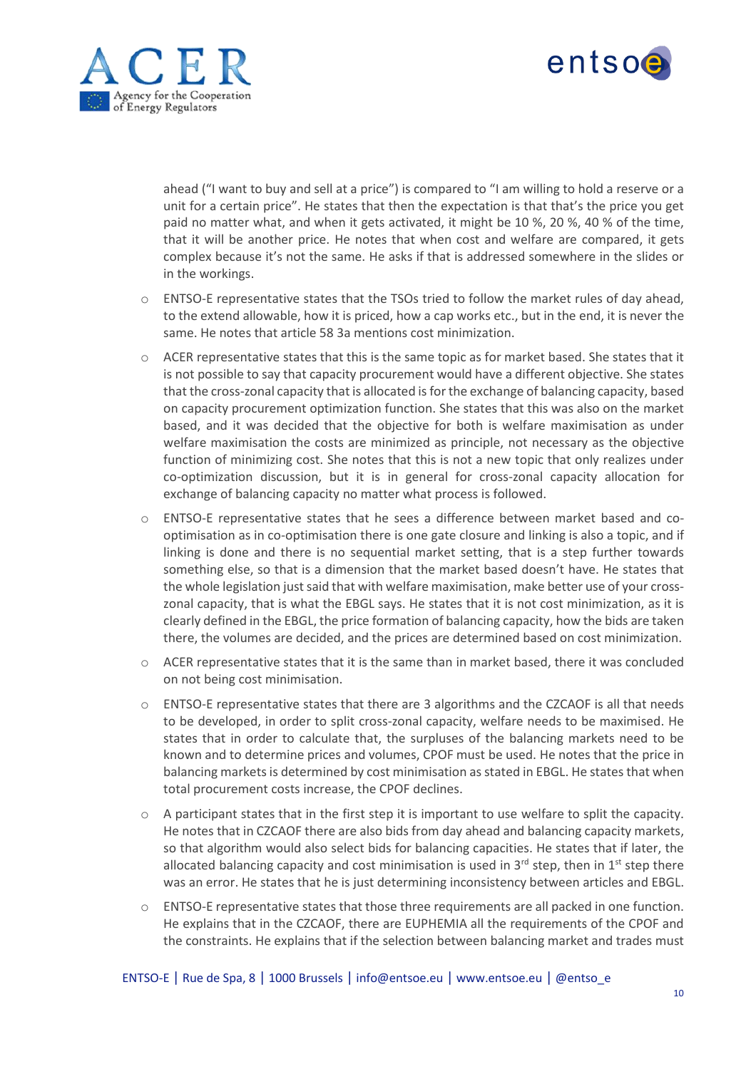ahead ("I want to buy and sell at a price") is compared to "I am willing to hold a reserve or a unit for a certain price". He states that then the expectation is that that's the price you get paid no matter what, and when it gets activated, it might be 10 %, 20 %, 40 % of the time, that it will be another price. He notes that when cost and welfare are compared, it gets complex because it's not the same. He asks if that is addressed somewhere in the slides or in the workings.

- ENTSO-E representative states that the TSOs tried to follow the market rules of day ahead, to the extend allowable, how it is priced, how a cap works etc., but in the end, it is never the same. He notes that article 58 3a mentions cost minimization.
- ACER representative states that this is the same topic as for market based. She states that it is not possible to say that capacity procurement would have a different objective. She states that the cross-zonal capacity that is allocated is for the exchange of balancing capacity, based on capacity procurement optimization function. She states that this was also on the market based, and it was decided that the objective for both is welfare maximisation as under welfare maximisation the costs are minimized as principle, not necessary as the objective function of minimizing cost. She notes that this is not a new topic that only realizes under co-optimization discussion, but it is in general for cross-zonal capacity allocation for exchange of balancing capacity no matter what process is followed.
- ENTSO-E representative states that he sees a difference between market based and co-optimisation as in co-optimisation there is one gate closure and linking is also a topic, and if linking is done and there is no sequential market setting, that is a step further towards something else, so that is a dimension that the market based doesn't have. He states that the whole legislation just said that with welfare maximisation, make better use of your cross-zonal capacity, that is what the EBGL says. He states that it is not cost minimization, as it is clearly defined in the EBGL, the price formation of balancing capacity, how the bids are taken there, the volumes are decided, and the prices are determined based on cost minimization.
- ACER representative states that it is the same than in market based, there it was concluded on not being cost minimisation.
- ENTSO-E representative states that there are 3 algorithms and the CZCAOF is all that needs to be developed, in order to split cross-zonal capacity, welfare needs to be maximised. He states that in order to calculate that, the surpluses of the balancing markets need to be known and to determine prices and volumes, CPOF must be used. He notes that the price in balancing markets is determined by cost minimisation as stated in EBGL. He states that when total procurement costs increase, the CPOF declines.
- A participant states that in the first step it is important to use welfare to split the capacity. He notes that in CZCAOF there are also bids from day ahead and balancing capacity markets, so that algorithm would also select bids for balancing capacities. He states that if later, the allocated balancing capacity and cost minimisation is used in 3rd step, then in 1st step there was an error. He states that he is just determining inconsistency between articles and EBGL.
- ENTSO-E representative states that those three requirements are all packed in one function. He explains that in the CZCAOF, there are EUPHEMIA all the requirements of the CPOF and the constraints. He explains that if the selection between balancing market and trades must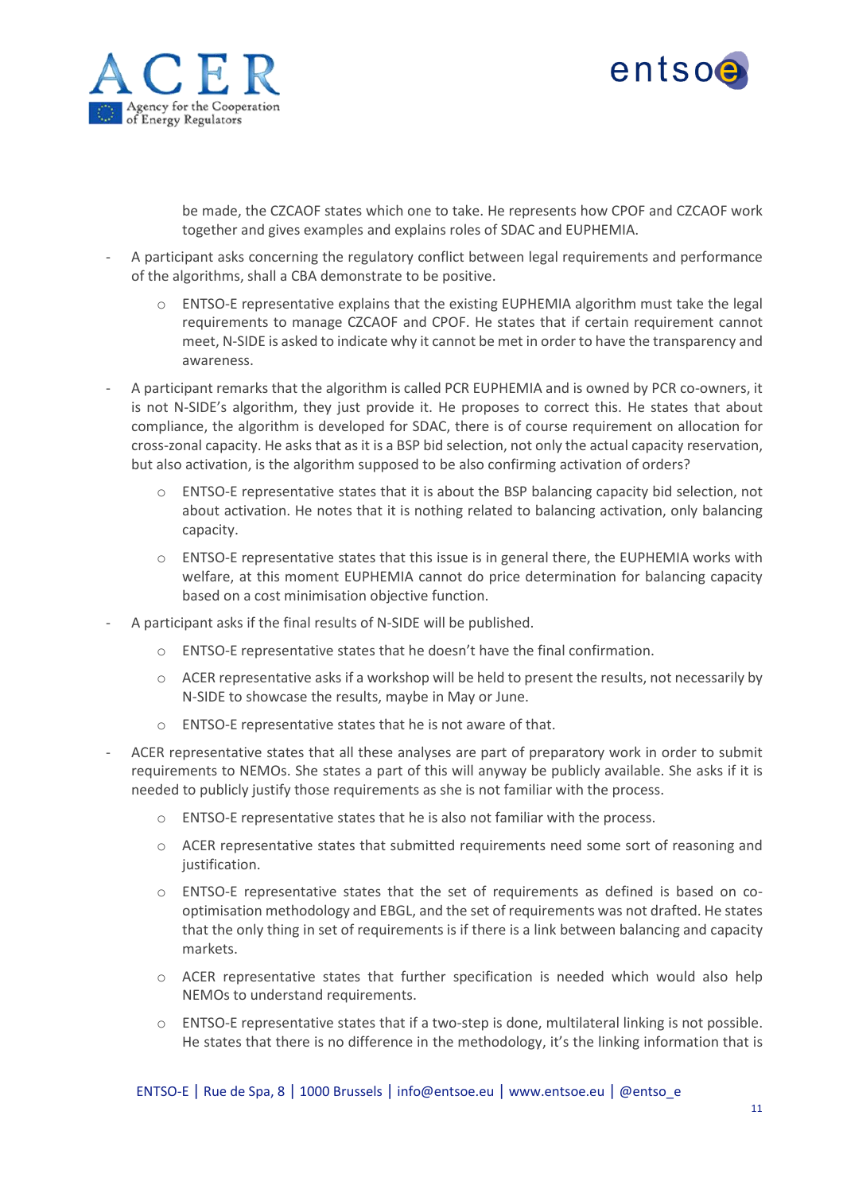be made, the CZCAOF states which one to take. He represents how CPOF and CZCAOF work together and gives examples and explains roles of SDAC and EUPHEMIA.

- A participant asks concerning the regulatory conflict between legal requirements and performance of the algorithms, shall a CBA demonstrate to be positive.
  - ENTSO-E representative explains that the existing EUPHEMIA algorithm must take the legal requirements to manage CZCAOF and CPOF. He states that if certain requirement cannot meet, N-SIDE is asked to indicate why it cannot be met in order to have the transparency and awareness.
- A participant remarks that the algorithm is called PCR EUPHEMIA and is owned by PCR co-owners, it is not N-SIDE's algorithm, they just provide it. He proposes to correct this. He states that about compliance, the algorithm is developed for SDAC, there is of course requirement on allocation for cross-zonal capacity. He asks that as it is a BSP bid selection, not only the actual capacity reservation, but also activation, is the algorithm supposed to be also confirming activation of orders?
  - ENTSO-E representative states that it is about the BSP balancing capacity bid selection, not about activation. He notes that it is nothing related to balancing activation, only balancing capacity.
  - ENTSO-E representative states that this issue is in general there, the EUPHEMIA works with welfare, at this moment EUPHEMIA cannot do price determination for balancing capacity based on a cost minimisation objective function.
- A participant asks if the final results of N-SIDE will be published.
  - ENTSO-E representative states that he doesn't have the final confirmation.
  - ACER representative asks if a workshop will be held to present the results, not necessarily by N-SIDE to showcase the results, maybe in May or June.
  - ENTSO-E representative states that he is not aware of that.
- ACER representative states that all these analyses are part of preparatory work in order to submit requirements to NEMOs. She states a part of this will anyway be publicly available. She asks if it is needed to publicly justify those requirements as she is not familiar with the process.
  - ENTSO-E representative states that he is also not familiar with the process.
  - ACER representative states that submitted requirements need some sort of reasoning and justification.
  - ENTSO-E representative states that the set of requirements as defined is based on co-optimisation methodology and EBGL, and the set of requirements was not drafted. He states that the only thing in set of requirements is if there is a link between balancing and capacity markets.
  - ACER representative states that further specification is needed which would also help NEMOs to understand requirements.
  - ENTSO-E representative states that if a two-step is done, multilateral linking is not possible. He states that there is no difference in the methodology, it's the linking information that is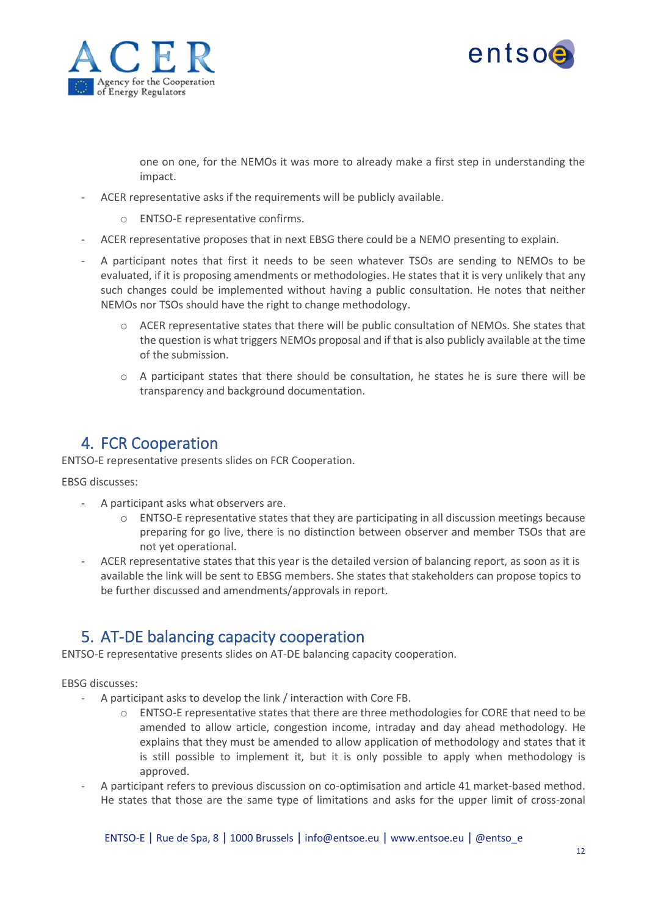one on one, for the NEMOs it was more to already make a first step in understanding the impact.

- ACER representative asks if the requirements will be publicly available.
  - ENTSO-E representative confirms.
- ACER representative proposes that in next EBSG there could be a NEMO presenting to explain.
- A participant notes that first it needs to be seen whatever TSOs are sending to NEMOs to be evaluated, if it is proposing amendments or methodologies. He states that it is very unlikely that any such changes could be implemented without having a public consultation. He notes that neither NEMOs nor TSOs should have the right to change methodology.
  - ACER representative states that there will be public consultation of NEMOs. She states that the question is what triggers NEMOs proposal and if that is also publicly available at the time of the submission.
  - A participant states that there should be consultation, he states he is sure there will be transparency and background documentation.

## 4. FCR Cooperation

ENTSO-E representative presents slides on FCR Cooperation.

EBSG discusses:

- A participant asks what observers are.
  - ENTSO-E representative states that they are participating in all discussion meetings because preparing for go live, there is no distinction between observer and member TSOs that are not yet operational.
- ACER representative states that this year is the detailed version of balancing report, as soon as it is available the link will be sent to EBSG members. She states that stakeholders can propose topics to be further discussed and amendments/approvals in report.

## 5. AT-DE balancing capacity cooperation

ENTSO-E representative presents slides on AT-DE balancing capacity cooperation.

EBSG discusses:

- A participant asks to develop the link / interaction with Core FB.
  - ENTSO-E representative states that there are three methodologies for CORE that need to be amended to allow article, congestion income, intraday and day ahead methodology. He explains that they must be amended to allow application of methodology and states that it is still possible to implement it, but it is only possible to apply when methodology is approved.
- A participant refers to previous discussion on co-optimisation and article 41 market-based method. He states that those are the same type of limitations and asks for the upper limit of cross-zonal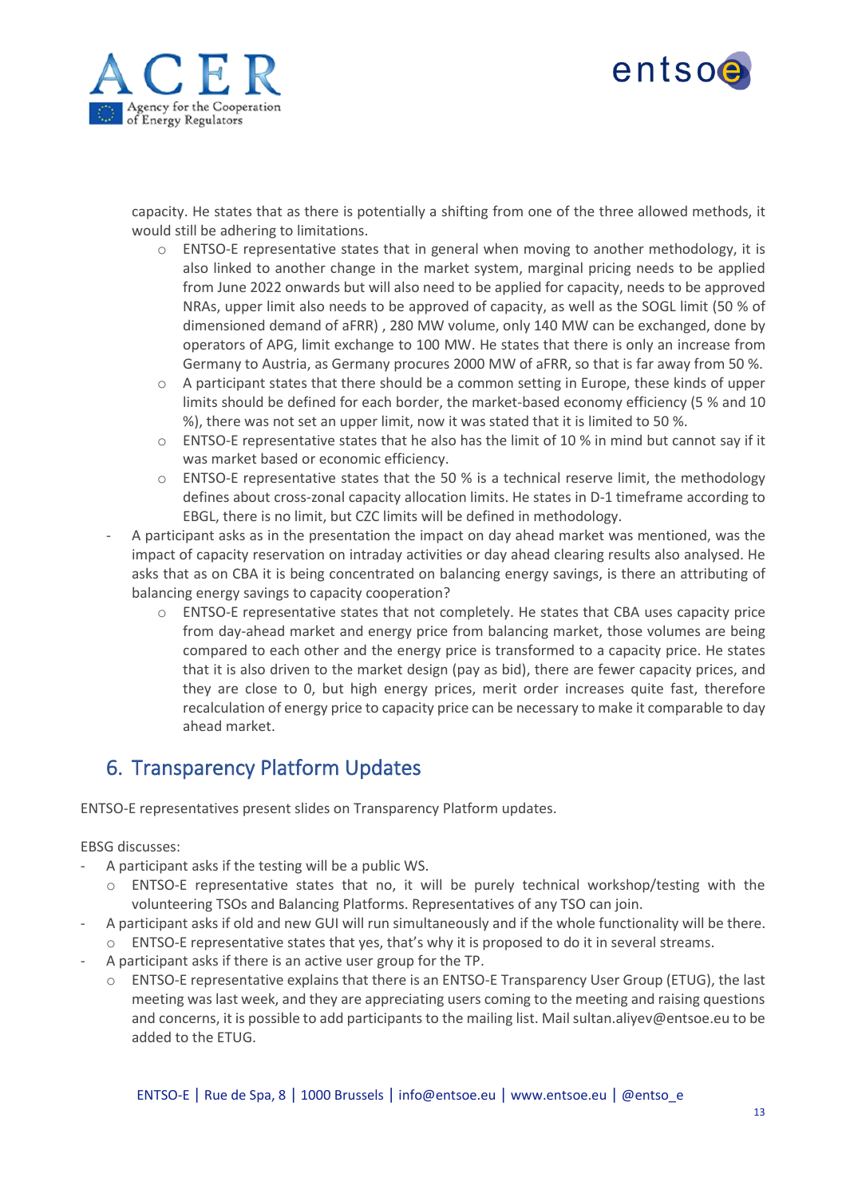capacity. He states that as there is potentially a shifting from one of the three allowed methods, it would still be adhering to limitations.

  - ENTSO-E representative states that in general when moving to another methodology, it is also linked to another change in the market system, marginal pricing needs to be applied from June 2022 onwards but will also need to be applied for capacity, needs to be approved NRAs, upper limit also needs to be approved of capacity, as well as the SOGL limit (50 % of dimensioned demand of aFRR) , 280 MW volume, only 140 MW can be exchanged, done by operators of APG, limit exchange to 100 MW. He states that there is only an increase from Germany to Austria, as Germany procures 2000 MW of aFRR, so that is far away from 50 %.
  - A participant states that there should be a common setting in Europe, these kinds of upper limits should be defined for each border, the market-based economy efficiency (5 % and 10 %), there was not set an upper limit, now it was stated that it is limited to 50 %.
  - ENTSO-E representative states that he also has the limit of 10 % in mind but cannot say if it was market based or economic efficiency.
  - ENTSO-E representative states that the 50 % is a technical reserve limit, the methodology defines about cross-zonal capacity allocation limits. He states in D-1 timeframe according to EBGL, there is no limit, but CZC limits will be defined in methodology.

- A participant asks as in the presentation the impact on day ahead market was mentioned, was the impact of capacity reservation on intraday activities or day ahead clearing results also analysed. He asks that as on CBA it is being concentrated on balancing energy savings, is there an attributing of balancing energy savings to capacity cooperation?
  - ENTSO-E representative states that not completely. He states that CBA uses capacity price from day-ahead market and energy price from balancing market, those volumes are being compared to each other and the energy price is transformed to a capacity price. He states that it is also driven to the market design (pay as bid), there are fewer capacity prices, and they are close to 0, but high energy prices, merit order increases quite fast, therefore recalculation of energy price to capacity price can be necessary to make it comparable to day ahead market.

## 6. Transparency Platform Updates

ENTSO-E representatives present slides on Transparency Platform updates.

EBSG discusses:

- A participant asks if the testing will be a public WS.
  - ENTSO-E representative states that no, it will be purely technical workshop/testing with the volunteering TSOs and Balancing Platforms. Representatives of any TSO can join.
- A participant asks if old and new GUI will run simultaneously and if the whole functionality will be there.
  - ENTSO-E representative states that yes, that's why it is proposed to do it in several streams.
- A participant asks if there is an active user group for the TP.
  - ENTSO-E representative explains that there is an ENTSO-E Transparency User Group (ETUG), the last meeting was last week, and they are appreciating users coming to the meeting and raising questions and concerns, it is possible to add participants to the mailing list. Mail sultan.aliyev@entsoe.eu to be added to the ETUG.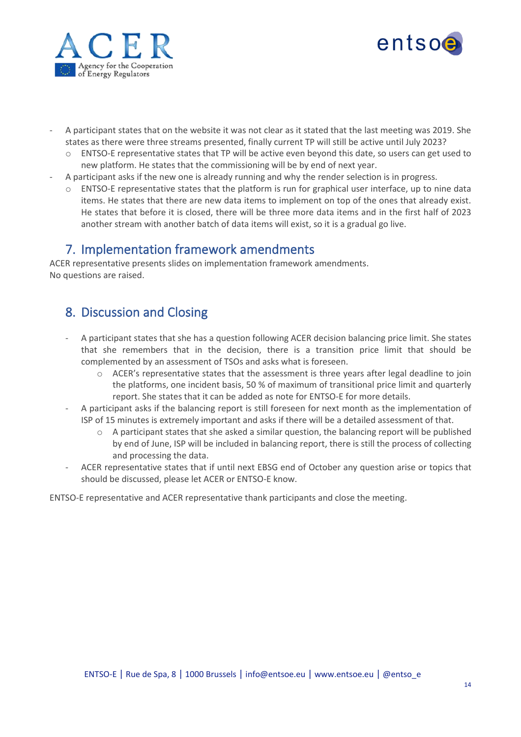- A participant states that on the website it was not clear as it stated that the last meeting was 2019. She states as there were three streams presented, finally current TP will still be active until July 2023?
  - ENTSO-E representative states that TP will be active even beyond this date, so users can get used to new platform. He states that the commissioning will be by end of next year.
- A participant asks if the new one is already running and why the render selection is in progress.
  - ENTSO-E representative states that the platform is run for graphical user interface, up to nine data items. He states that there are new data items to implement on top of the ones that already exist. He states that before it is closed, there will be three more data items and in the first half of 2023 another stream with another batch of data items will exist, so it is a gradual go live.

## 7. Implementation framework amendments

ACER representative presents slides on implementation framework amendments.
No questions are raised.

## 8. Discussion and Closing

- A participant states that she has a question following ACER decision balancing price limit. She states that she remembers that in the decision, there is a transition price limit that should be complemented by an assessment of TSOs and asks what is foreseen.
  - ACER's representative states that the assessment is three years after legal deadline to join the platforms, one incident basis, 50 % of maximum of transitional price limit and quarterly report. She states that it can be added as note for ENTSO-E for more details.
- A participant asks if the balancing report is still foreseen for next month as the implementation of ISP of 15 minutes is extremely important and asks if there will be a detailed assessment of that.
  - A participant states that she asked a similar question, the balancing report will be published by end of June, ISP will be included in balancing report, there is still the process of collecting and processing the data.
- ACER representative states that if until next EBSG end of October any question arise or topics that should be discussed, please let ACER or ENTSO-E know.

ENTSO-E representative and ACER representative thank participants and close the meeting.